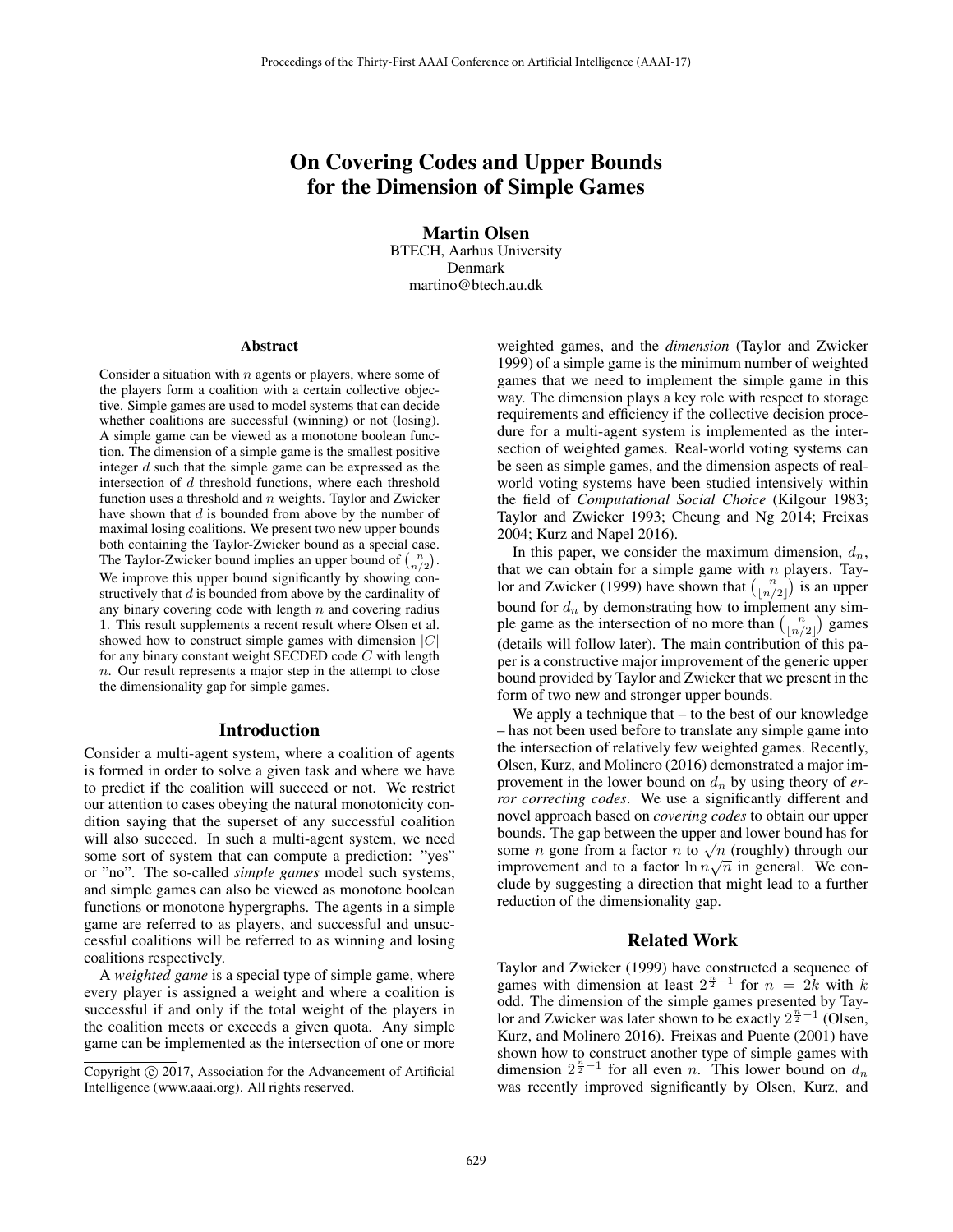# On Covering Codes and Upper Bounds for the Dimension of Simple Games

**Martin Olsen**
BTECH, Aarhus University
Denmark
martino@btech.au.dk

## Abstract

Consider a situation with $n$ agents or players, where some of the players form a coalition with a certain collective objective. Simple games are used to model systems that can decide whether coalitions are successful (winning) or not (losing). A simple game can be viewed as a monotone boolean function. The dimension of a simple game is the smallest positive integer $d$ such that the simple game can be expressed as the intersection of $d$ threshold functions, where each threshold function uses a threshold and $n$ weights. Taylor and Zwicker have shown that $d$ is bounded from above by the number of maximal losing coalitions. We present two new upper bounds both containing the Taylor-Zwicker bound as a special case. The Taylor-Zwicker bound implies an upper bound of $\binom{n}{n/2}$. We improve this upper bound significantly by showing constructively that $d$ is bounded from above by the cardinality of any binary covering code with length $n$ and covering radius 1. This result supplements a recent result where Olsen et al. showed how to construct simple games with dimension $|C|$ for any binary constant weight SECDED code $C$ with length $n$. Our result represents a major step in the attempt to close the dimensionality gap for simple games.

## Introduction

Consider a multi-agent system, where a coalition of agents is formed in order to solve a given task and where we have to predict if the coalition will succeed or not. We restrict our attention to cases obeying the natural monotonicity condition saying that the superset of any successful coalition will also succeed. In such a multi-agent system, we need some sort of system that can compute a prediction: "yes" or "no". The so-called *simple games* model such systems, and simple games can also be viewed as monotone boolean functions or monotone hypergraphs. The agents in a simple game are referred to as players, and successful and unsuccessful coalitions will be referred to as winning and losing coalitions respectively.

A *weighted game* is a special type of simple game, where every player is assigned a weight and where a coalition is successful if and only if the total weight of the players in the coalition meets or exceeds a given quota. Any simple game can be implemented as the intersection of one or more weighted games, and the *dimension* (Taylor and Zwicker 1999) of a simple game is the minimum number of weighted games that we need to implement the simple game in this way. The dimension plays a key role with respect to storage requirements and efficiency if the collective decision procedure for a multi-agent system is implemented as the intersection of weighted games. Real-world voting systems can be seen as simple games, and the dimension aspects of real-world voting systems have been studied intensively within the field of *Computational Social Choice* (Kilgour 1983; Taylor and Zwicker 1993; Cheung and Ng 2014; Freixas 2004; Kurz and Napel 2016).

In this paper, we consider the maximum dimension, $d_n$, that we can obtain for a simple game with $n$ players. Taylor and Zwicker (1999) have shown that $\binom{n}{\lfloor n/2 \rfloor}$ is an upper bound for $d_n$ by demonstrating how to implement any simple game as the intersection of no more than $\binom{n}{\lfloor n/2 \rfloor}$ games (details will follow later). The main contribution of this paper is a constructive major improvement of the generic upper bound provided by Taylor and Zwicker that we present in the form of two new and stronger upper bounds.

We apply a technique that – to the best of our knowledge – has not been used before to translate any simple game into the intersection of relatively few weighted games. Recently, Olsen, Kurz, and Molinero (2016) demonstrated a major improvement in the lower bound on $d_n$ by using theory of *error correcting codes*. We use a significantly different and novel approach based on *covering codes* to obtain our upper bounds. The gap between the upper and lower bound has for some $n$ gone from a factor $n$ to $\sqrt{n}$ (roughly) through our improvement and to a factor $\ln n \sqrt{n}$ in general. We conclude by suggesting a direction that might lead to a further reduction of the dimensionality gap.

## Related Work

Taylor and Zwicker (1999) have constructed a sequence of games with dimension at least $2^{\frac{n}{2}-1}$ for $n = 2k$ with $k$ odd. The dimension of the simple games presented by Taylor and Zwicker was later shown to be exactly $2^{\frac{n}{2}-1}$ (Olsen, Kurz, and Molinero 2016). Freixas and Puente (2001) have shown how to construct another type of simple games with dimension $2^{\frac{n}{2}-1}$ for all even $n$. This lower bound on $d_n$ was recently improved significantly by Olsen, Kurz, and

Copyright © 2017, Association for the Advancement of Artificial Intelligence (www.aaai.org). All rights reserved.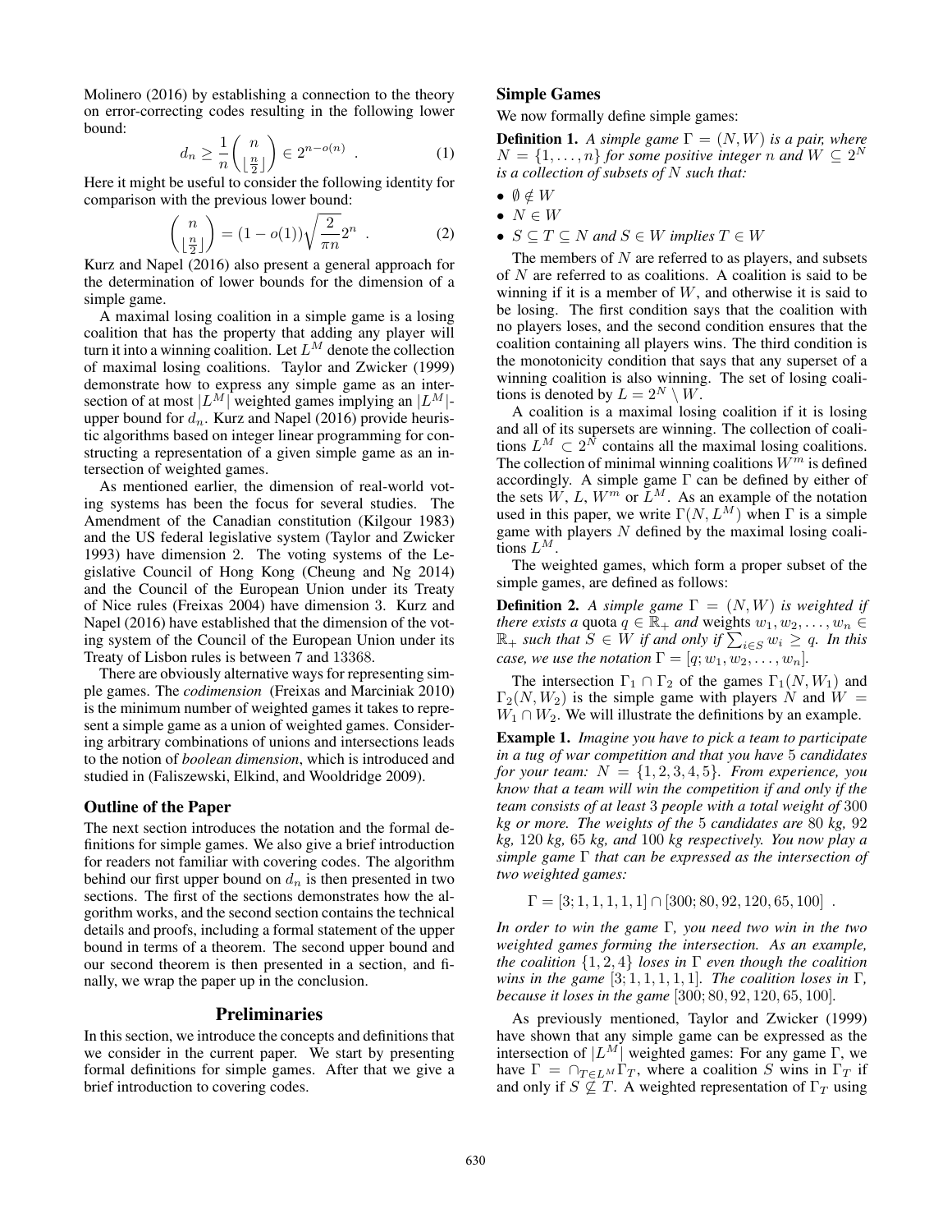Molinero (2016) by establishing a connection to the theory on error-correcting codes resulting in the following lower bound:

$$d_n \geq \frac{1}{n}\binom{n}{\lfloor \frac{n}{2} \rfloor} \in 2^{n-o(n)} \ . \quad (1)$$

Here it might be useful to consider the following identity for comparison with the previous lower bound:

$$\binom{n}{\lfloor \frac{n}{2} \rfloor} = (1 - o(1))\sqrt{\frac{2}{\pi n}} 2^n \ . \quad (2)$$

Kurz and Napel (2016) also present a general approach for the determination of lower bounds for the dimension of a simple game.

A maximal losing coalition in a simple game is a losing coalition that has the property that adding any player will turn it into a winning coalition. Let $L^M$ denote the collection of maximal losing coalitions. Taylor and Zwicker (1999) demonstrate how to express any simple game as an intersection of at most $|L^M|$ weighted games implying an $|L^M|$-upper bound for $d_n$. Kurz and Napel (2016) provide heuristic algorithms based on integer linear programming for constructing a representation of a given simple game as an intersection of weighted games.

As mentioned earlier, the dimension of real-world voting systems has been the focus for several studies. The Amendment of the Canadian constitution (Kilgour 1983) and the US federal legislative system (Taylor and Zwicker 1993) have dimension 2. The voting systems of the Legislative Council of Hong Kong (Cheung and Ng 2014) and the Council of the European Union under its Treaty of Nice rules (Freixas 2004) have dimension 3. Kurz and Napel (2016) have established that the dimension of the voting system of the Council of the European Union under its Treaty of Lisbon rules is between 7 and 13368.

There are obviously alternative ways for representing simple games. The *codimension* (Freixas and Marciniak 2010) is the minimum number of weighted games it takes to represent a simple game as a union of weighted games. Considering arbitrary combinations of unions and intersections leads to the notion of *boolean dimension*, which is introduced and studied in (Faliszewski, Elkind, and Wooldridge 2009).

### Outline of the Paper

The next section introduces the notation and the formal definitions for simple games. We also give a brief introduction for readers not familiar with covering codes. The algorithm behind our first upper bound on $d_n$ is then presented in two sections. The first of the sections demonstrates how the algorithm works, and the second section contains the technical details and proofs, including a formal statement of the upper bound in terms of a theorem. The second upper bound and our second theorem is then presented in a section, and finally, we wrap the paper up in the conclusion.

## Preliminaries

In this section, we introduce the concepts and definitions that we consider in the current paper. We start by presenting formal definitions for simple games. After that we give a brief introduction to covering codes.

### Simple Games

We now formally define simple games:

**Definition 1.** *A simple game $\Gamma = (N, W)$ is a pair, where $N = \{1, \dots, n\}$ for some positive integer $n$ and $W \subseteq 2^N$ is a collection of subsets of $N$ such that:*

- $\emptyset \notin W$
- $N \in W$
- $S \subseteq T \subseteq N$ *and* $S \in W$ *implies* $T \in W$

The members of $N$ are referred to as players, and subsets of $N$ are referred to as coalitions. A coalition is said to be winning if it is a member of $W$, and otherwise it is said to be losing. The first condition says that the coalition with no players loses, and the second condition ensures that the coalition containing all players wins. The third condition is the monotonicity condition that says that any superset of a winning coalition is also winning. The set of losing coalitions is denoted by $L = 2^N \setminus W$.

A coalition is a maximal losing coalition if it is losing and all of its supersets are winning. The collection of coalitions $L^M \subset 2^N$ contains all the maximal losing coalitions. The collection of minimal winning coalitions $W^m$ is defined accordingly. A simple game $\Gamma$ can be defined by either of the sets $W$, $L$, $W^m$ or $L^M$. As an example of the notation used in this paper, we write $\Gamma(N, L^M)$ when $\Gamma$ is a simple game with players $N$ defined by the maximal losing coalitions $L^M$.

The weighted games, which form a proper subset of the simple games, are defined as follows:

**Definition 2.** *A simple game $\Gamma = (N, W)$ is weighted if there exists a* quota *$q \in \mathbb{R}_+$ and* weights *$w_1, w_2, \dots, w_n \in \mathbb{R}_+$ such that $S \in W$ if and only if $\sum_{i \in S} w_i \geq q$. In this case, we use the notation $\Gamma = [q; w_1, w_2, \dots, w_n]$.*

The intersection $\Gamma_1 \cap \Gamma_2$ of the games $\Gamma_1(N, W_1)$ and $\Gamma_2(N, W_2)$ is the simple game with players $N$ and $W = W_1 \cap W_2$. We will illustrate the definitions by an example.

**Example 1.** *Imagine you have to pick a team to participate in a tug of war competition and that you have 5 candidates for your team: $N = \{1, 2, 3, 4, 5\}$. From experience, you know that a team will win the competition if and only if the team consists of at least 3 people with a total weight of 300 kg or more. The weights of the 5 candidates are 80 kg, 92 kg, 120 kg, 65 kg, and 100 kg respectively. You now play a simple game $\Gamma$ that can be expressed as the intersection of two weighted games:*

$$\Gamma = [3; 1, 1, 1, 1, 1] \cap [300; 80, 92, 120, 65, 100] \ .$$

*In order to win the game $\Gamma$, you need two win in the two weighted games forming the intersection. As an example, the coalition $\{1, 2, 4\}$ loses in $\Gamma$ even though the coalition wins in the game $[3; 1, 1, 1, 1, 1]$. The coalition loses in $\Gamma$, because it loses in the game $[300; 80, 92, 120, 65, 100]$.*

As previously mentioned, Taylor and Zwicker (1999) have shown that any simple game can be expressed as the intersection of $|L^M|$ weighted games: For any game $\Gamma$, we have $\Gamma = \cap_{T \in L^M} \Gamma_T$, where a coalition $S$ wins in $\Gamma_T$ if and only if $S \not\subseteq T$. A weighted representation of $\Gamma_T$ using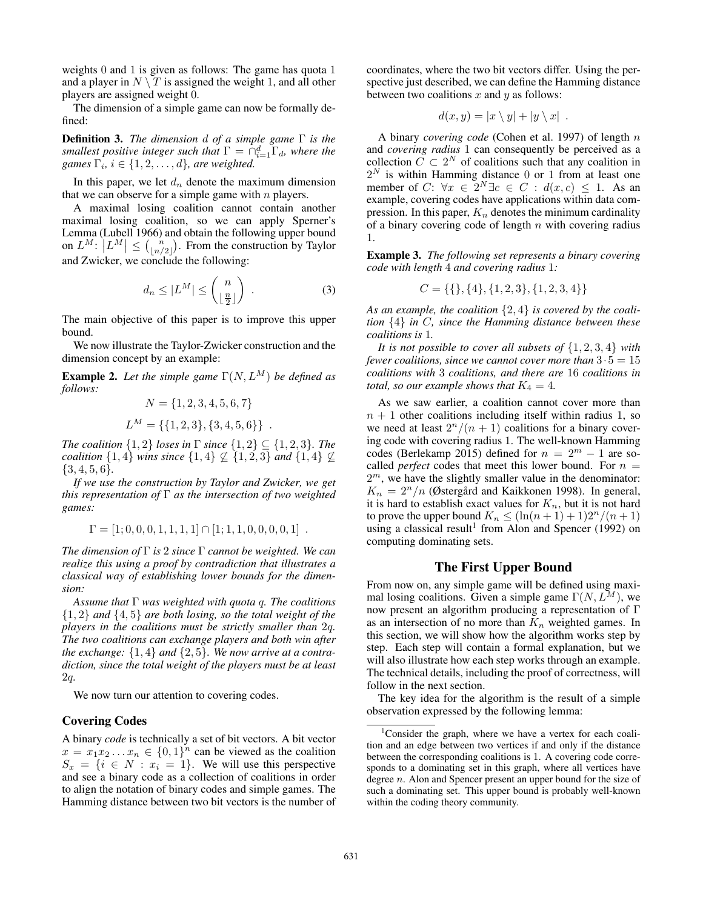weights 0 and 1 is given as follows: The game has quota 1 and a player in $N \setminus T$ is assigned the weight 1, and all other players are assigned weight 0.

The dimension of a simple game can now be formally defined:

**Definition 3.** *The dimension $d$ of a simple game $\Gamma$ is the smallest positive integer such that $\Gamma = \cap_{i=1}^{d} \Gamma_d$, where the games $\Gamma_i$, $i \in \{1, 2, \ldots, d\}$, are weighted.*

In this paper, we let $d_n$ denote the maximum dimension that we can observe for a simple game with $n$ players.

A maximal losing coalition cannot contain another maximal losing coalition, so we can apply Sperner's Lemma (Lubell 1966) and obtain the following upper bound on $L^M$: $|L^M| \leq \binom{n}{\lfloor n/2 \rfloor}$. From the construction by Taylor and Zwicker, we conclude the following:

$$d_n \leq |L^M| \leq \binom{n}{\lfloor \frac{n}{2} \rfloor} \ . \tag{3}$$

The main objective of this paper is to improve this upper bound.

We now illustrate the Taylor-Zwicker construction and the dimension concept by an example:

**Example 2.** *Let the simple game $\Gamma(N, L^M)$ be defined as follows:*

$$N = \{1, 2, 3, 4, 5, 6, 7\}$$

$$L^M = \{\{1, 2, 3\}, \{3, 4, 5, 6\}\} \ .$$

*The coalition $\{1, 2\}$ loses in $\Gamma$ since $\{1, 2\} \subseteq \{1, 2, 3\}$. The coalition $\{1, 4\}$ wins since $\{1, 4\} \not\subseteq \{1, 2, 3\}$ and $\{1, 4\} \not\subseteq \{3, 4, 5, 6\}$.*

*If we use the construction by Taylor and Zwicker, we get this representation of $\Gamma$ as the intersection of two weighted games:*

$$\Gamma = [1; 0, 0, 0, 1, 1, 1, 1] \cap [1; 1, 1, 0, 0, 0, 0, 1] \ .$$

*The dimension of $\Gamma$ is 2 since $\Gamma$ cannot be weighted. We can realize this using a proof by contradiction that illustrates a classical way of establishing lower bounds for the dimension:*

*Assume that $\Gamma$ was weighted with quota $q$. The coalitions $\{1, 2\}$ and $\{4, 5\}$ are both losing, so the total weight of the players in the coalitions must be strictly smaller than $2q$. The two coalitions can exchange players and both win after the exchange: $\{1, 4\}$ and $\{2, 5\}$. We now arrive at a contradiction, since the total weight of the players must be at least $2q$.*

We now turn our attention to covering codes.

### Covering Codes

A binary *code* is technically a set of bit vectors. A bit vector $x = x_1 x_2 \ldots x_n \in \{0, 1\}^n$ can be viewed as the coalition $S_x = \{i \in N : x_i = 1\}$. We will use this perspective and see a binary code as a collection of coalitions in order to align the notation of binary codes and simple games. The Hamming distance between two bit vectors is the number of coordinates, where the two bit vectors differ. Using the perspective just described, we can define the Hamming distance between two coalitions $x$ and $y$ as follows:

$$d(x, y) = |x \setminus y| + |y \setminus x| \ .$$

A binary *covering code* (Cohen et al. 1997) of length $n$ and *covering radius* 1 can consequently be perceived as a collection $C \subset 2^N$ of coalitions such that any coalition in $2^N$ is within Hamming distance 0 or 1 from at least one member of $C$: $\forall x \in 2^N \exists c \in C : d(x, c) \leq 1$. As an example, covering codes have applications within data compression. In this paper, $K_n$ denotes the minimum cardinality of a binary covering code of length $n$ with covering radius 1.

**Example 3.** *The following set represents a binary covering code with length 4 and covering radius 1:*

$$C = \{\{\}, \{4\}, \{1, 2, 3\}, \{1, 2, 3, 4\}\}$$

*As an example, the coalition $\{2, 4\}$ is covered by the coalition $\{4\}$ in $C$, since the Hamming distance between these coalitions is 1.*

*It is not possible to cover all subsets of $\{1, 2, 3, 4\}$ with fewer coalitions, since we cannot cover more than $3 \cdot 5 = 15$ coalitions with 3 coalitions, and there are 16 coalitions in total, so our example shows that $K_4 = 4$.*

As we saw earlier, a coalition cannot cover more than $n + 1$ other coalitions including itself within radius 1, so we need at least $2^n/(n + 1)$ coalitions for a binary covering code with covering radius 1. The well-known Hamming codes (Berlekamp 2015) defined for $n = 2^m - 1$ are so-called *perfect* codes that meet this lower bound. For $n = 2^m$, we have the slightly smaller value in the denominator: $K_n = 2^n/n$ (Östergård and Kaikkonen 1998). In general, it is hard to establish exact values for $K_n$, but it is not hard to prove the upper bound $K_n \leq (\ln(n + 1) + 1)2^n/(n + 1)$ using a classical result[1] from Alon and Spencer (1992) on computing dominating sets.

## The First Upper Bound

From now on, any simple game will be defined using maximal losing coalitions. Given a simple game $\Gamma(N, L^M)$, we now present an algorithm producing a representation of $\Gamma$ as an intersection of no more than $K_n$ weighted games. In this section, we will show how the algorithm works step by step. Each step will contain a formal explanation, but we will also illustrate how each step works through an example. The technical details, including the proof of correctness, will follow in the next section.

The key idea for the algorithm is the result of a simple observation expressed by the following lemma:

[1] Consider the graph, where we have a vertex for each coalition and an edge between two vertices if and only if the distance between the corresponding coalitions is 1. A covering code corresponds to a dominating set in this graph, where all vertices have degree $n$. Alon and Spencer present an upper bound for the size of such a dominating set. This upper bound is probably well-known within the coding theory community.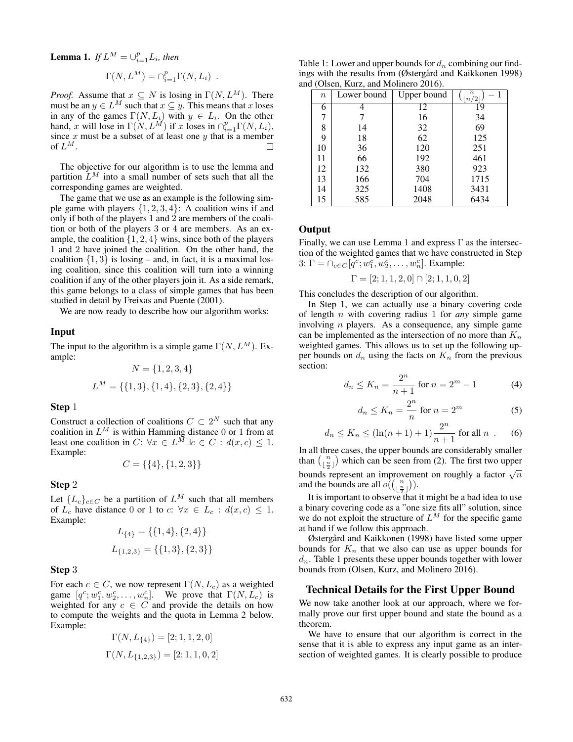**Lemma 1.** *If $L^M = \cup_{i=1}^p L_i$, then*

$$\Gamma(N, L^M) = \cap_{i=1}^p \Gamma(N, L_i) \ .$$

*Proof.* Assume that $x \subseteq N$ is losing in $\Gamma(N, L^M)$. There must be an $y \in L^M$ such that $x \subseteq y$. This means that $x$ loses in any of the games $\Gamma(N, L_i)$ with $y \in L_i$. On the other hand, $x$ will lose in $\Gamma(N, L^M)$ if $x$ loses in $\cap_{i=1}^p \Gamma(N, L_i)$, since $x$ must be a subset of at least one $y$ that is a member of $L^M$. □

The objective for our algorithm is to use the lemma and partition $L^M$ into a small number of sets such that all the corresponding games are weighted.

The game that we use as an example is the following simple game with players $\{1, 2, 3, 4\}$: A coalition wins if and only if both of the players 1 and 2 are members of the coalition or both of the players 3 or 4 are members. As an example, the coalition $\{1, 2, 4\}$ wins, since both of the players 1 and 2 have joined the coalition. On the other hand, the coalition $\{1, 3\}$ is losing – and, in fact, it is a maximal losing coalition, since this coalition will turn into a winning coalition if any of the other players join it. As a side remark, this game belongs to a class of simple games that has been studied in detail by Freixas and Puente (2001).

We are now ready to describe how our algorithm works:

### Input

The input to the algorithm is a simple game $\Gamma(N, L^M)$. Example:

$$N = \{1, 2, 3, 4\}$$

$$L^M = \{\{1, 3\}, \{1, 4\}, \{2, 3\}, \{2, 4\}\}$$

### Step 1

Construct a collection of coalitions $C \subset 2^N$ such that any coalition in $L^M$ is within Hamming distance 0 or 1 from at least one coalition in $C$: $\forall x \in L^M \exists c \in C : d(x, c) \leq 1$. Example:

$$C = \{\{4\}, \{1, 2, 3\}\}$$

### Step 2

Let $\{L_c\}_{c \in C}$ be a partition of $L^M$ such that all members of $L_c$ have distance 0 or 1 to $c$: $\forall x \in L_c : d(x, c) \leq 1$. Example:

$$L_{\{4\}} = \{\{1, 4\}, \{2, 4\}\}$$

$$L_{\{1,2,3\}} = \{\{1, 3\}, \{2, 3\}\}$$

### Step 3

For each $c \in C$, we now represent $\Gamma(N, L_c)$ as a weighted game $[q^c; w_1^c, w_2^c, \ldots, w_n^c]$. We prove that $\Gamma(N, L_c)$ is weighted for any $c \in C$ and provide the details on how to compute the weights and the quota in Lemma 2 below. Example:

$$\Gamma(N, L_{\{4\}}) = [2; 1, 1, 2, 0]$$

$$\Gamma(N, L_{\{1,2,3\}}) = [2; 1, 1, 0, 2]$$

Table 1: Lower and upper bounds for $d_n$ combining our findings with the results from (Østergård and Kaikkonen 1998) and (Olsen, Kurz, and Molinero 2016).

| $n$ | Lower bound | Upper bound | $\binom{n}{\lfloor n/2 \rfloor} - 1$ |
|---|---|---|---|
| 6 | 4 | 12 | 19 |
| 7 | 7 | 16 | 34 |
| 8 | 14 | 32 | 69 |
| 9 | 18 | 62 | 125 |
| 10 | 36 | 120 | 251 |
| 11 | 66 | 192 | 461 |
| 12 | 132 | 380 | 923 |
| 13 | 166 | 704 | 1715 |
| 14 | 325 | 1408 | 3431 |
| 15 | 585 | 2048 | 6434 |

### Output

Finally, we can use Lemma 1 and express $\Gamma$ as the intersection of the weighted games that we have constructed in Step 3: $\Gamma = \cap_{c \in C}[q^c; w_1^c, w_2^c, \ldots, w_n^c]$. Example:

$$\Gamma = [2; 1, 1, 2, 0] \cap [2; 1, 1, 0, 2]$$

This concludes the description of our algorithm.

In Step 1, we can actually use a binary covering code of length $n$ with covering radius 1 for *any* simple game involving $n$ players. As a consequence, any simple game can be implemented as the intersection of no more than $K_n$ weighted games. This allows us to set up the following upper bounds on $d_n$ using the facts on $K_n$ from the previous section:

$$d_n \leq K_n = \frac{2^n}{n+1} \text{ for } n = 2^m - 1 \tag{4}$$

$$d_n \leq K_n = \frac{2^n}{n} \text{ for } n = 2^m \tag{5}$$

$$d_n \leq K_n \leq (\ln(n+1) + 1)\frac{2^n}{n+1} \text{ for all } n \ . \tag{6}$$

In all three cases, the upper bounds are considerably smaller than $\binom{n}{\lfloor \frac{n}{2} \rfloor}$ which can be seen from (2). The first two upper bounds represent an improvement on roughly a factor $\sqrt{n}$ and the bounds are all $o(\binom{n}{\lfloor \frac{n}{2} \rfloor})$.

It is important to observe that it might be a bad idea to use a binary covering code as a "one size fits all" solution, since we do not exploit the structure of $L^M$ for the specific game at hand if we follow this approach.

Østergård and Kaikkonen (1998) have listed some upper bounds for $K_n$ that we also can use as upper bounds for $d_n$. Table 1 presents these upper bounds together with lower bounds from (Olsen, Kurz, and Molinero 2016).

## Technical Details for the First Upper Bound

We now take another look at our approach, where we formally prove our first upper bound and state the bound as a theorem.

We have to ensure that our algorithm is correct in the sense that it is able to express any input game as an intersection of weighted games. It is clearly possible to produce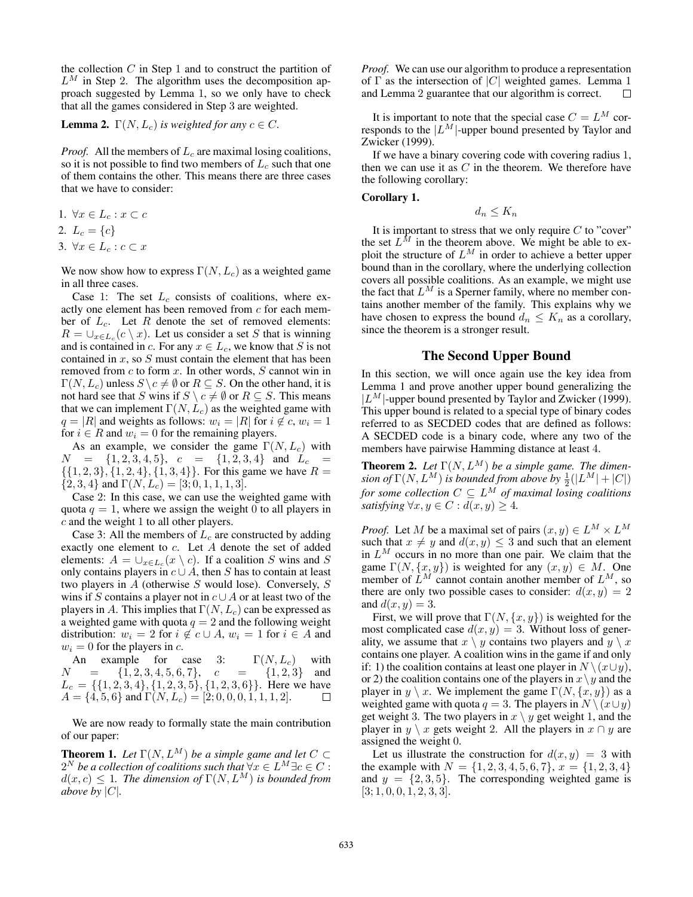the collection $C$ in Step 1 and to construct the partition of $L^M$ in Step 2. The algorithm uses the decomposition approach suggested by Lemma 1, so we only have to check that all the games considered in Step 3 are weighted.

**Lemma 2.** *$\Gamma(N, L_c)$ is weighted for any $c \in C$.*

*Proof.* All the members of $L_c$ are maximal losing coalitions, so it is not possible to find two members of $L_c$ such that one of them contains the other. This means there are three cases that we have to consider:

1. $\forall x \in L_c : x \subset c$
2. $L_c = \{c\}$
3. $\forall x \in L_c : c \subset x$

We now show how to express $\Gamma(N, L_c)$ as a weighted game in all three cases.

Case 1: The set $L_c$ consists of coalitions, where exactly one element has been removed from $c$ for each member of $L_c$. Let $R$ denote the set of removed elements: $R = \cup_{x \in L_c}(c \setminus x)$. Let us consider a set $S$ that is winning and is contained in $c$. For any $x \in L_c$, we know that $S$ is not contained in $x$, so $S$ must contain the element that has been removed from $c$ to form $x$. In other words, $S$ cannot win in $\Gamma(N, L_c)$ unless $S \setminus c \neq \emptyset$ or $R \subseteq S$. On the other hand, it is not hard see that $S$ wins if $S \setminus c \neq \emptyset$ or $R \subseteq S$. This means that we can implement $\Gamma(N, L_c)$ as the weighted game with $q = |R|$ and weights as follows: $w_i = |R|$ for $i \notin c$, $w_i = 1$ for $i \in R$ and $w_i = 0$ for the remaining players.

As an example, we consider the game $\Gamma(N, L_c)$ with $N = \{1, 2, 3, 4, 5\}$, $c = \{1, 2, 3, 4\}$ and $L_c = \{\{1, 2, 3\}, \{1, 2, 4\}, \{1, 3, 4\}\}$. For this game we have $R = \{2, 3, 4\}$ and $\Gamma(N, L_c) = [3; 0, 1, 1, 1, 3]$.

Case 2: In this case, we can use the weighted game with quota $q = 1$, where we assign the weight 0 to all players in $c$ and the weight 1 to all other players.

Case 3: All the members of $L_c$ are constructed by adding exactly one element to $c$. Let $A$ denote the set of added elements: $A = \cup_{x \in L_c}(x \setminus c)$. If a coalition $S$ wins and $S$ only contains players in $c \cup A$, then $S$ has to contain at least two players in $A$ (otherwise $S$ would lose). Conversely, $S$ wins if $S$ contains a player not in $c \cup A$ or at least two of the players in $A$. This implies that $\Gamma(N, L_c)$ can be expressed as a weighted game with quota $q = 2$ and the following weight distribution: $w_i = 2$ for $i \notin c \cup A$, $w_i = 1$ for $i \in A$ and $w_i = 0$ for the players in $c$.

An example for case 3: $\Gamma(N, L_c)$ with $N = \{1, 2, 3, 4, 5, 6, 7\}$, $c = \{1, 2, 3\}$ and $L_c = \{\{1, 2, 3, 4\}, \{1, 2, 3, 5\}, \{1, 2, 3, 6\}\}$. Here we have $A = \{4, 5, 6\}$ and $\Gamma(N, L_c) = [2; 0, 0, 0, 1, 1, 1, 2]$. $\square$

We are now ready to formally state the main contribution of our paper:

**Theorem 1.** *Let $\Gamma(N, L^M)$ be a simple game and let $C \subset 2^N$ be a collection of coalitions such that $\forall x \in L^M \exists c \in C : d(x, c) \leq 1$. The dimension of $\Gamma(N, L^M)$ is bounded from above by $|C|$.*

*Proof.* We can use our algorithm to produce a representation of $\Gamma$ as the intersection of $|C|$ weighted games. Lemma 1 and Lemma 2 guarantee that our algorithm is correct. $\square$

It is important to note that the special case $C = L^M$ corresponds to the $|L^M|$-upper bound presented by Taylor and Zwicker (1999).

If we have a binary covering code with covering radius 1, then we can use it as $C$ in the theorem. We therefore have the following corollary:

**Corollary 1.**

$$d_n \leq K_n$$

It is important to stress that we only require $C$ to "cover" the set $L^M$ in the theorem above. We might be able to exploit the structure of $L^M$ in order to achieve a better upper bound than in the corollary, where the underlying collection covers all possible coalitions. As an example, we might use the fact that $L^M$ is a Sperner family, where no member contains another member of the family. This explains why we have chosen to express the bound $d_n \leq K_n$ as a corollary, since the theorem is a stronger result.

## The Second Upper Bound

In this section, we will once again use the key idea from Lemma 1 and prove another upper bound generalizing the $|L^M|$-upper bound presented by Taylor and Zwicker (1999). This upper bound is related to a special type of binary codes referred to as SECDED codes that are defined as follows: A SECDED code is a binary code, where any two of the members have pairwise Hamming distance at least 4.

**Theorem 2.** *Let $\Gamma(N, L^M)$ be a simple game. The dimension of $\Gamma(N, L^M)$ is bounded from above by $\frac{1}{2}(|L^M| + |C|)$ for some collection $C \subseteq L^M$ of maximal losing coalitions satisfying $\forall x, y \in C : d(x, y) \geq 4$.*

*Proof.* Let $M$ be a maximal set of pairs $(x, y) \in L^M \times L^M$ such that $x \neq y$ and $d(x, y) \leq 3$ and such that an element in $L^M$ occurs in no more than one pair. We claim that the game $\Gamma(N, \{x, y\})$ is weighted for any $(x, y) \in M$. One member of $L^M$ cannot contain another member of $L^M$, so there are only two possible cases to consider: $d(x, y) = 2$ and $d(x, y) = 3$.

First, we will prove that $\Gamma(N, \{x, y\})$ is weighted for the most complicated case $d(x, y) = 3$. Without loss of generality, we assume that $x \setminus y$ contains two players and $y \setminus x$ contains one player. A coalition wins in the game if and only if: 1) the coalition contains at least one player in $N \setminus (x \cup y)$, or 2) the coalition contains one of the players in $x \setminus y$ and the player in $y \setminus x$. We implement the game $\Gamma(N, \{x, y\})$ as a weighted game with quota $q = 3$. The players in $N \setminus (x \cup y)$ get weight 3. The two players in $x \setminus y$ get weight 1, and the player in $y \setminus x$ gets weight 2. All the players in $x \cap y$ are assigned the weight 0.

Let us illustrate the construction for $d(x, y) = 3$ with the example with $N = \{1, 2, 3, 4, 5, 6, 7\}$, $x = \{1, 2, 3, 4\}$ and $y = \{2, 3, 5\}$. The corresponding weighted game is $[3; 1, 0, 0, 1, 2, 3, 3]$.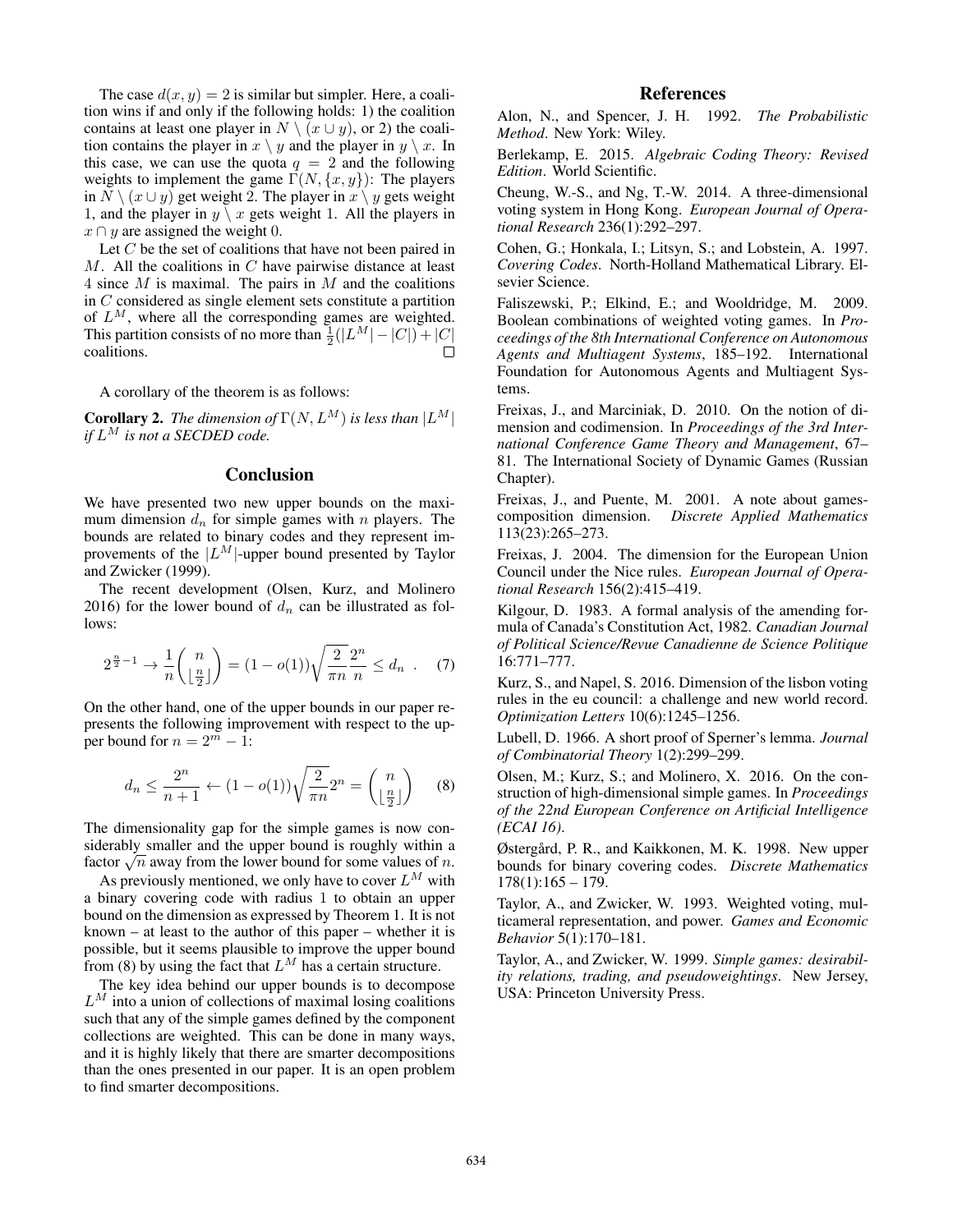The case $d(x, y) = 2$ is similar but simpler. Here, a coalition wins if and only if the following holds: 1) the coalition contains at least one player in $N \setminus (x \cup y)$, or 2) the coalition contains the player in $x \setminus y$ and the player in $y \setminus x$. In this case, we can use the quota $q = 2$ and the following weights to implement the game $\Gamma(N, \{x, y\})$: The players in $N \setminus (x \cup y)$ get weight 2. The player in $x \setminus y$ gets weight 1, and the player in $y \setminus x$ gets weight 1. All the players in $x \cap y$ are assigned the weight 0.

Let $C$ be the set of coalitions that have not been paired in $M$. All the coalitions in $C$ have pairwise distance at least 4 since $M$ is maximal. The pairs in $M$ and the coalitions in $C$ considered as single element sets constitute a partition of $L^M$, where all the corresponding games are weighted. This partition consists of no more than $\frac{1}{2}(|L^M| - |C|) + |C|$ coalitions. □

A corollary of the theorem is as follows:

**Corollary 2.** *The dimension of $\Gamma(N, L^M)$ is less than $|L^M|$ if $L^M$ is not a SECDED code.*

## Conclusion

We have presented two new upper bounds on the maximum dimension $d_n$ for simple games with $n$ players. The bounds are related to binary codes and they represent improvements of the $|L^M|$-upper bound presented by Taylor and Zwicker (1999).

The recent development (Olsen, Kurz, and Molinero 2016) for the lower bound of $d_n$ can be illustrated as follows:

$$2^{\frac{n}{2}-1} \rightarrow \frac{1}{n}\binom{n}{\lfloor \frac{n}{2} \rfloor} = (1 - o(1))\sqrt{\frac{2}{\pi n}}\frac{2^n}{n} \leq d_n \ . \quad (7)$$

On the other hand, one of the upper bounds in our paper represents the following improvement with respect to the upper bound for $n = 2^m - 1$:

$$d_n \leq \frac{2^n}{n+1} \leftarrow (1 - o(1))\sqrt{\frac{2}{\pi n}} 2^n = \binom{n}{\lfloor \frac{n}{2} \rfloor} \quad (8)$$

The dimensionality gap for the simple games is now considerably smaller and the upper bound is roughly within a factor $\sqrt{n}$ away from the lower bound for some values of $n$.

As previously mentioned, we only have to cover $L^M$ with a binary covering code with radius 1 to obtain an upper bound on the dimension as expressed by Theorem 1. It is not known – at least to the author of this paper – whether it is possible, but it seems plausible to improve the upper bound from (8) by using the fact that $L^M$ has a certain structure.

The key idea behind our upper bounds is to decompose $L^M$ into a union of collections of maximal losing coalitions such that any of the simple games defined by the component collections are weighted. This can be done in many ways, and it is highly likely that there are smarter decompositions than the ones presented in our paper. It is an open problem to find smarter decompositions.

## References

Alon, N., and Spencer, J. H. 1992. *The Probabilistic Method*. New York: Wiley.

Berlekamp, E. 2015. *Algebraic Coding Theory: Revised Edition*. World Scientific.

Cheung, W.-S., and Ng, T.-W. 2014. A three-dimensional voting system in Hong Kong. *European Journal of Operational Research* 236(1):292–297.

Cohen, G.; Honkala, I.; Litsyn, S.; and Lobstein, A. 1997. *Covering Codes*. North-Holland Mathematical Library. Elsevier Science.

Faliszewski, P.; Elkind, E.; and Wooldridge, M. 2009. Boolean combinations of weighted voting games. In *Proceedings of the 8th International Conference on Autonomous Agents and Multiagent Systems*, 185–192. International Foundation for Autonomous Agents and Multiagent Systems.

Freixas, J., and Marciniak, D. 2010. On the notion of dimension and codimension. In *Proceedings of the 3rd International Conference Game Theory and Management*, 67–81. The International Society of Dynamic Games (Russian Chapter).

Freixas, J., and Puente, M. 2001. A note about games-composition dimension. *Discrete Applied Mathematics* 113(23):265–273.

Freixas, J. 2004. The dimension for the European Union Council under the Nice rules. *European Journal of Operational Research* 156(2):415–419.

Kilgour, D. 1983. A formal analysis of the amending formula of Canada's Constitution Act, 1982. *Canadian Journal of Political Science/Revue Canadienne de Science Politique* 16:771–777.

Kurz, S., and Napel, S. 2016. Dimension of the lisbon voting rules in the eu council: a challenge and new world record. *Optimization Letters* 10(6):1245–1256.

Lubell, D. 1966. A short proof of Sperner's lemma. *Journal of Combinatorial Theory* 1(2):299–299.

Olsen, M.; Kurz, S.; and Molinero, X. 2016. On the construction of high-dimensional simple games. In *Proceedings of the 22nd European Conference on Artificial Intelligence (ECAI 16)*.

Østergård, P. R., and Kaikkonen, M. K. 1998. New upper bounds for binary covering codes. *Discrete Mathematics* 178(1):165 – 179.

Taylor, A., and Zwicker, W. 1993. Weighted voting, multicameral representation, and power. *Games and Economic Behavior* 5(1):170–181.

Taylor, A., and Zwicker, W. 1999. *Simple games: desirability relations, trading, and pseudoweightings*. New Jersey, USA: Princeton University Press.